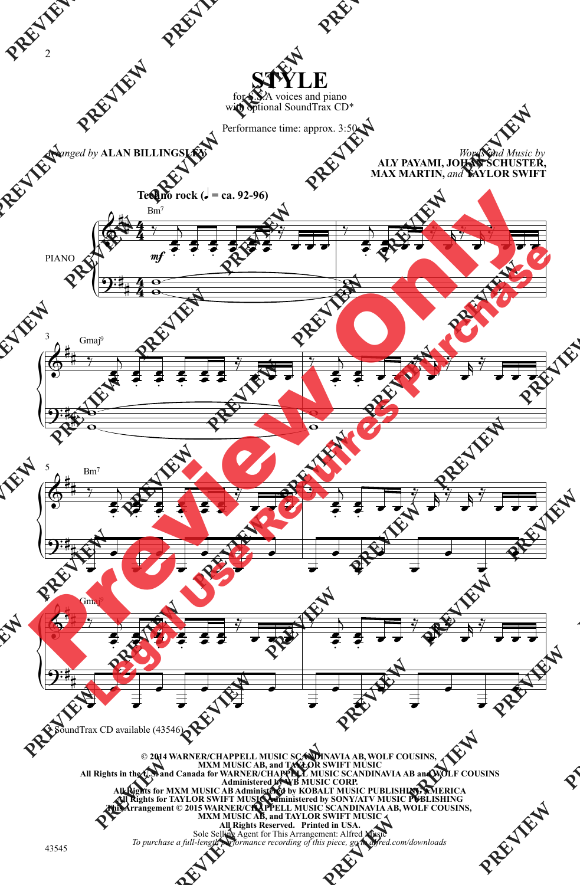# STYLE

for S.S.A voices and piano
with optional SoundTrax CD*

Performance time: approx. 3:50

*Arranged by* **ALAN BILLINGSLEY**

*Words and Music by*
**ALY PAYAMI, JOHAN SCHUSTER, MAX MARTIN,** *and* **TAYLOR SWIFT**

**Techno rock (♩ = ca. 92-96)**

\* SoundTrax CD available (43546)

**© 2014 WARNER/CHAPPELL MUSIC SCANDINAVIA AB, WOLF COUSINS, MXM MUSIC AB, and TAYLOR SWIFT MUSIC**
**All Rights in the U.S. and Canada for WARNER/CHAPPELL MUSIC SCANDINAVIA AB and WOLF COUSINS Administered by WB MUSIC CORP.**
**All Rights for MXM MUSIC AB Administered by KOBALT MUSIC PUBLISHING AMERICA**
**All Rights for TAYLOR SWIFT MUSIC Administered by SONY/ATV MUSIC PUBLISHING**
**This Arrangement © 2015 WARNER/CHAPPELL MUSIC SCANDINAVIA AB, WOLF COUSINS, MXM MUSIC AB, and TAYLOR SWIFT MUSIC**
**All Rights Reserved. Printed in USA.**
Sole Selling Agent for This Arrangement: Alfred Music
*To purchase a full-length performance recording of this piece, go to alfred.com/downloads*

43545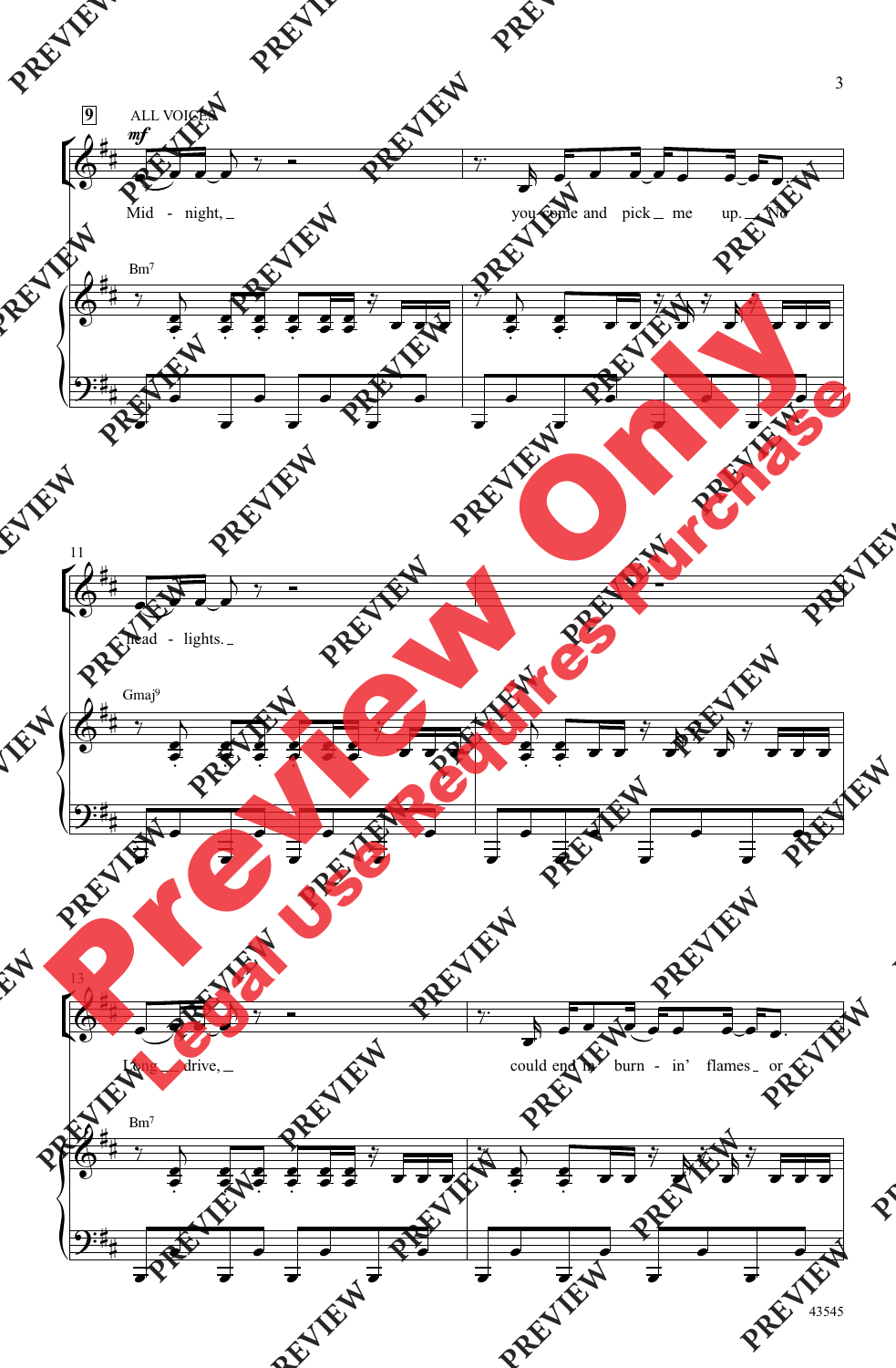9 ALL VOICES

*mf*

Mid - night, you come and pick me up. No

Bm7

11

head - lights.

Gmaj9

13

Long drive, could end in burn - in' flames or

Bm7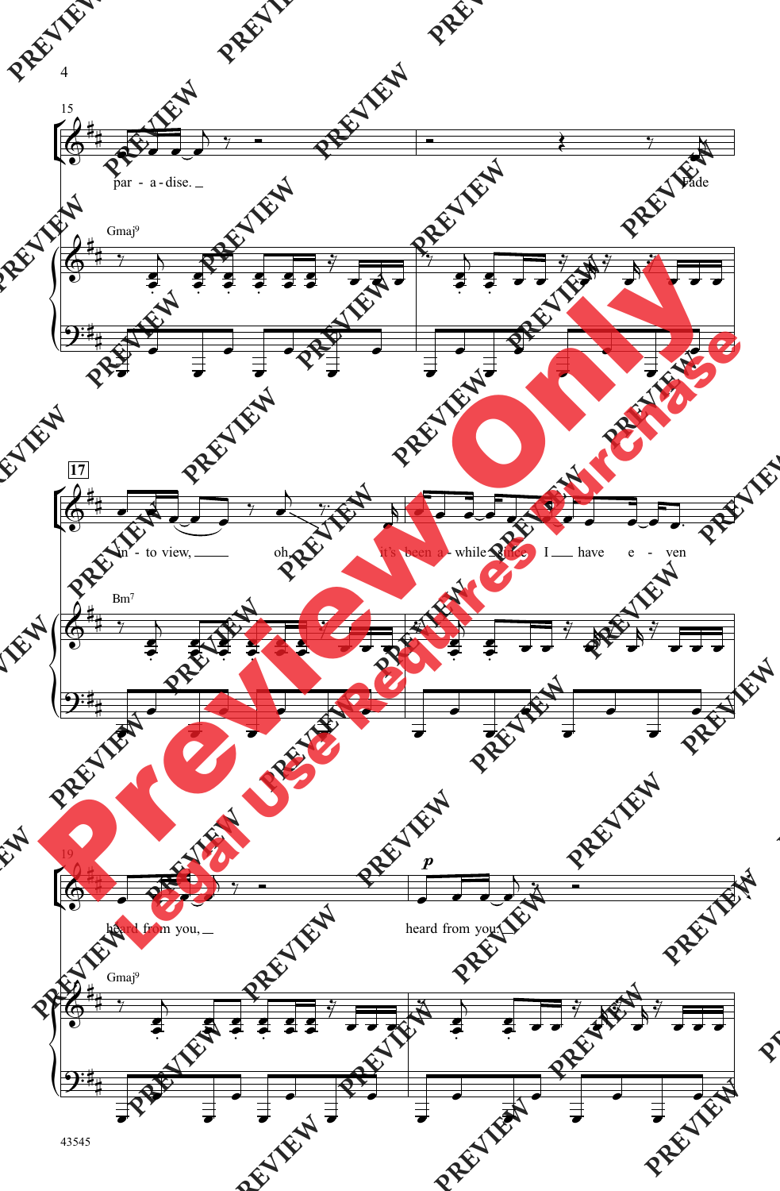par - a - dise.

Fade

Gmaj9

**17**

in - to view, oh, it's been a - while since I have e - ven

Bm7

heard from you, heard from you,

*p*

Gmaj9

43545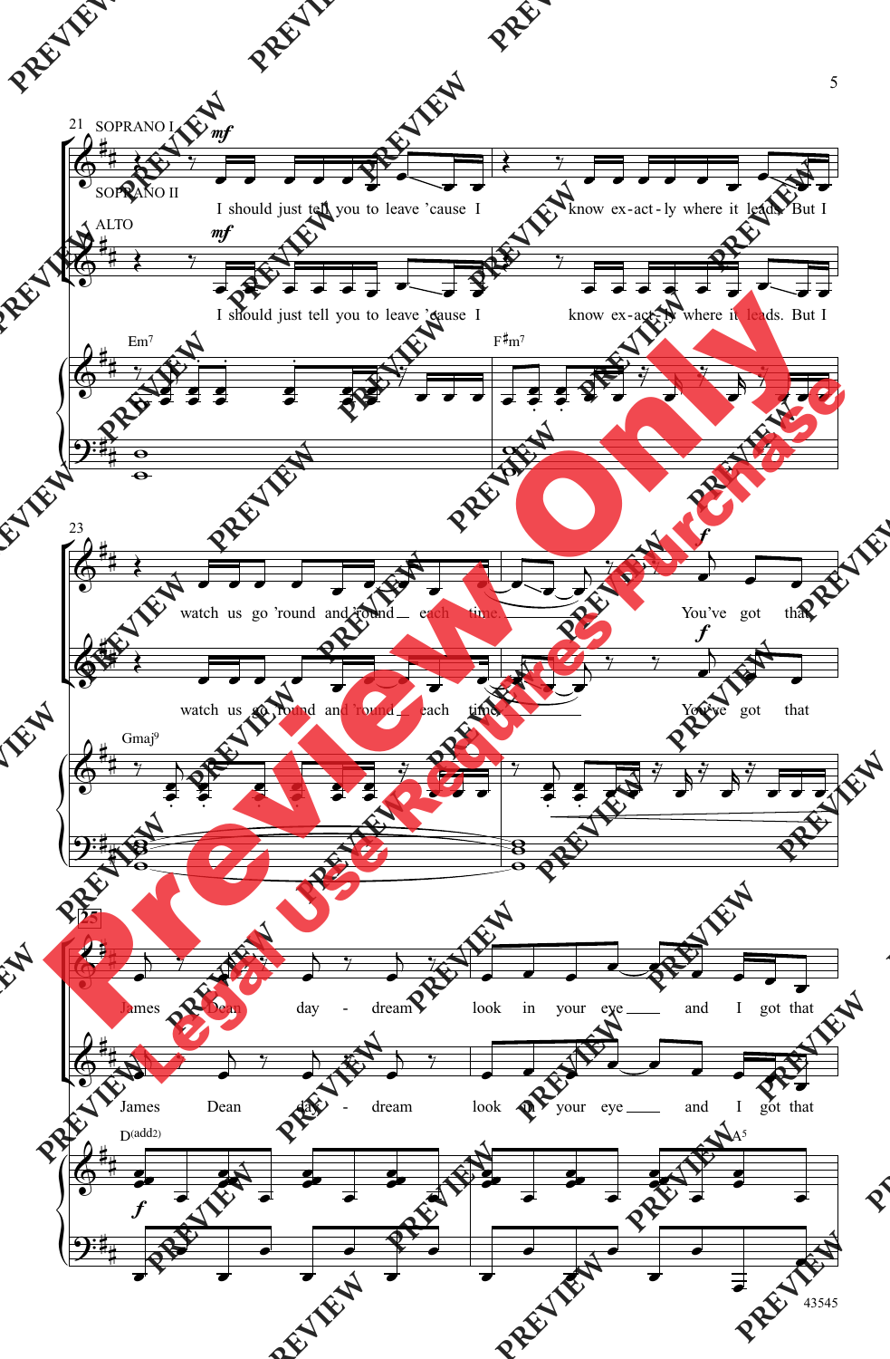21

SOPRANO I

SOPRANO II

ALTO

*mf*

I should just tell you to leave 'cause I know ex-act-ly where it leads. But I

*mf*

I should just tell you to leave 'cause I know ex-act-ly where it leads. But I

Em7 F♯m7

23

watch us go 'round and 'round each time. You've got that

*f*

watch us go 'round and 'round each time. You've got that

*f*

Gmaj9

25

James Dean day-dream look in your eye and I got that

James Dean day-dream look in your eye and I got that

D(add2) A5

*f*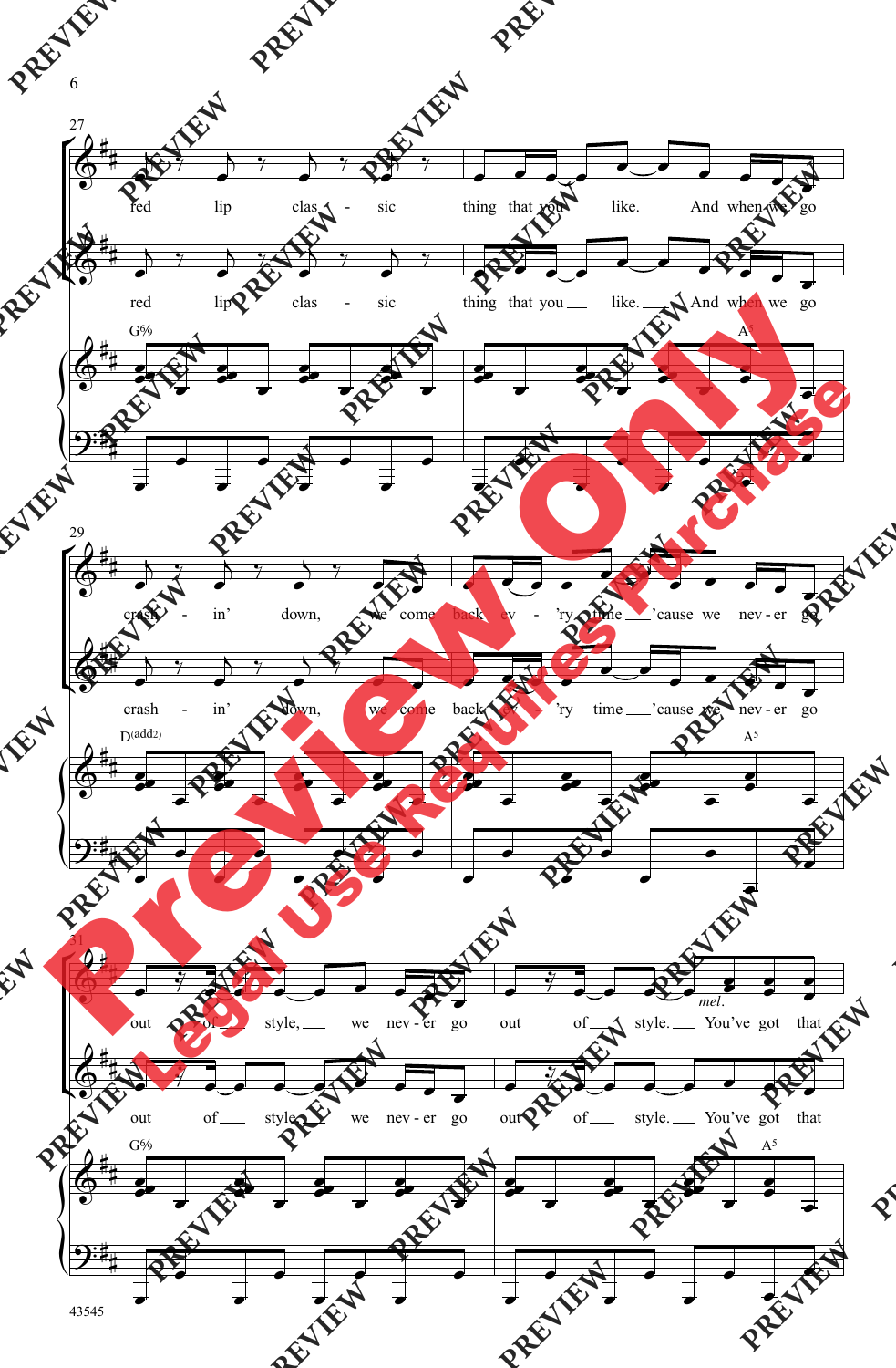27

red lip clas - sic thing that you like. And when we go

red lip clas - sic thing that you like. And when we go

G6/9 A5

29

crash - in' down, we come back ev - 'ry time 'cause we nev - er go

crash - in' down, we come back ev - 'ry time 'cause we nev - er go

D(add2) A5

31

out of style, we nev - er go out of style. *mel.* You've got that

out of style, we nev - er go out of style. You've got that

G6/9 A5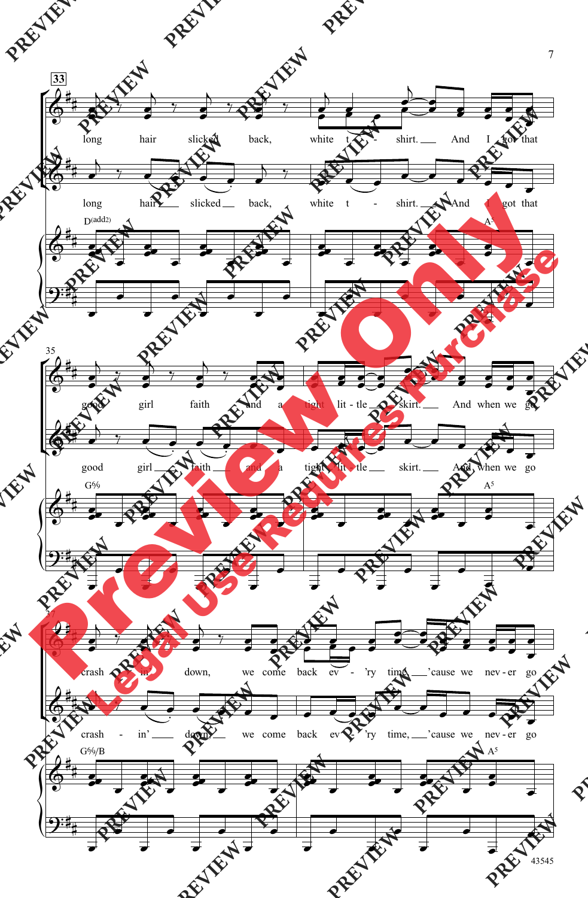33

long hair slicked back, white t - shirt. And I got that

long hair slicked back, white t - shirt. And I got that

D(add2) A5

35

good girl faith and a tight lit - tle skirt. And when we go

good girl faith and a tight lit - tle skirt. And when we go

G6/9 A5

37

crash - in' down, we come back ev - 'ry time 'cause we nev - er go

crash - in' down, we come back ev - 'ry time, 'cause we nev - er go

G6/9/B A5

43545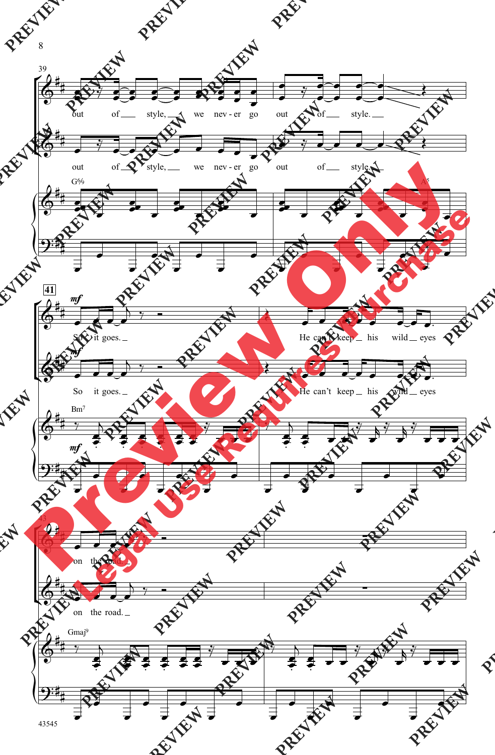39

out of style, we nev - er go out of style.

out of style, we nev - er go out of style.

G6/9 A5

41

*mf*

So it goes. He can't keep his wild eyes

So it goes. He can't keep his wild eyes

Bm7

*mf*

43

on the road.

on the road.

Gmaj9

43545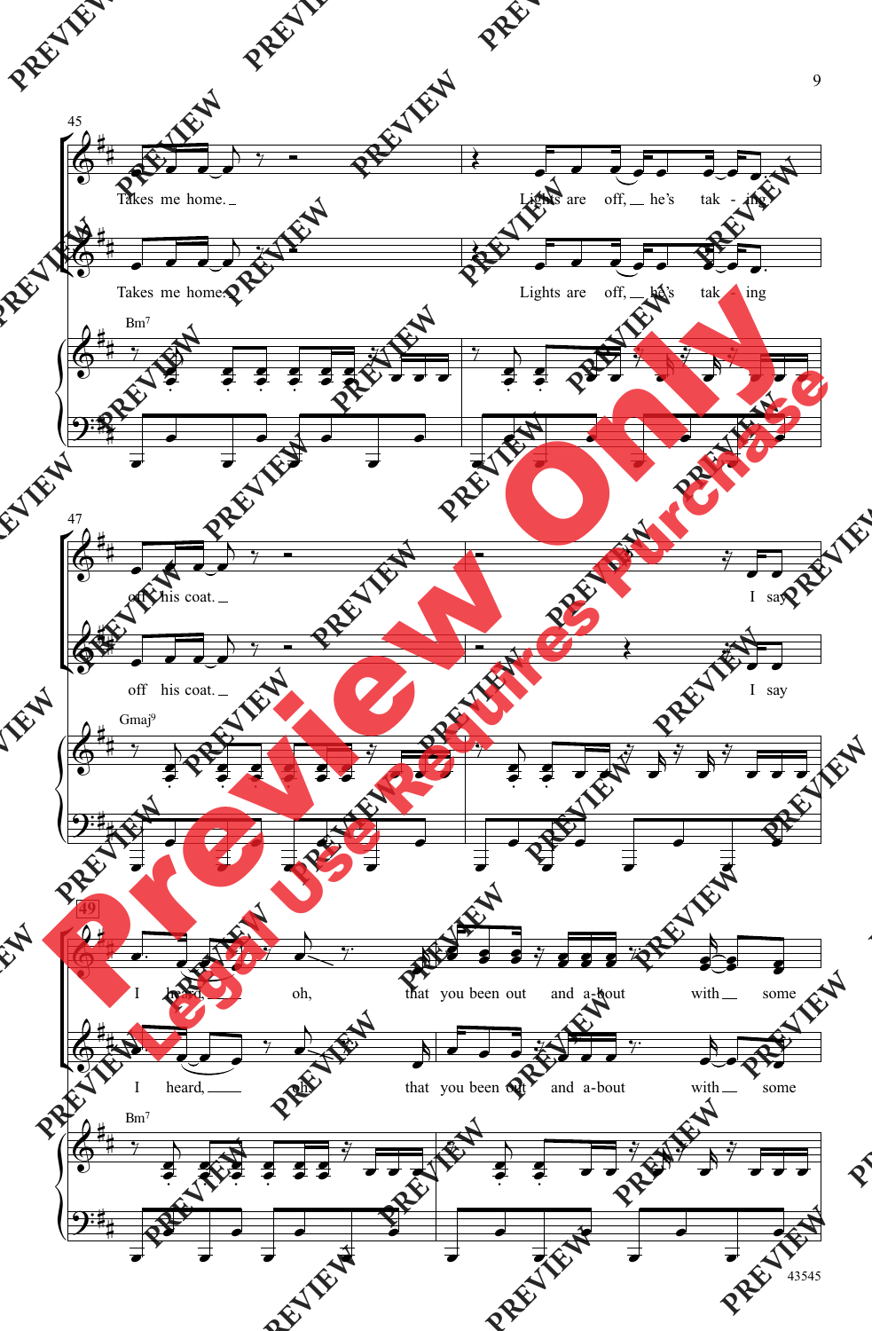45

Takes me home. Lights are off, he's tak - ing

Takes me home. Lights are off, he's tak - ing

Bm7

47

off his coat. I say

off his coat. I say

Gmaj9

49

I heard, oh, that you been out and a-bout with some

I heard, oh, that you been out and a-bout with some

Bm7

Preview Only

Legal Use Requires Purchase

43545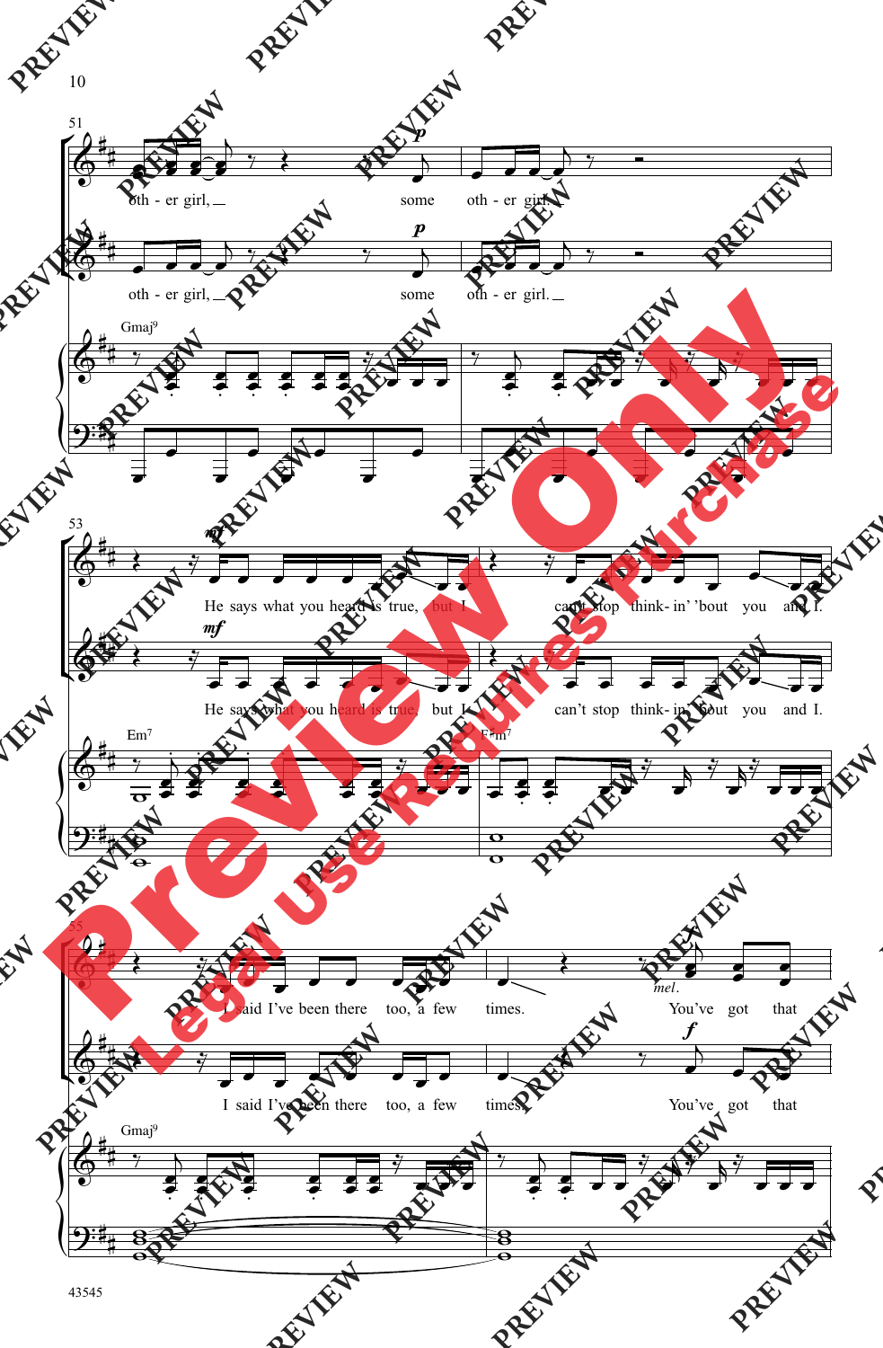51

oth - er girl, some oth - er girl.

oth - er girl, some oth - er girl.

Gmaj9

53

He says what you heard is true, but I can't stop think- in' 'bout you and I.

He says what you heard is true, but I can't stop think- in' 'bout you and I.

Em7

F♯m7

55

I said I've been there too, a few times. You've got that

*mel.*

I said I've been there too, a few times. You've got that

Gmaj9

43545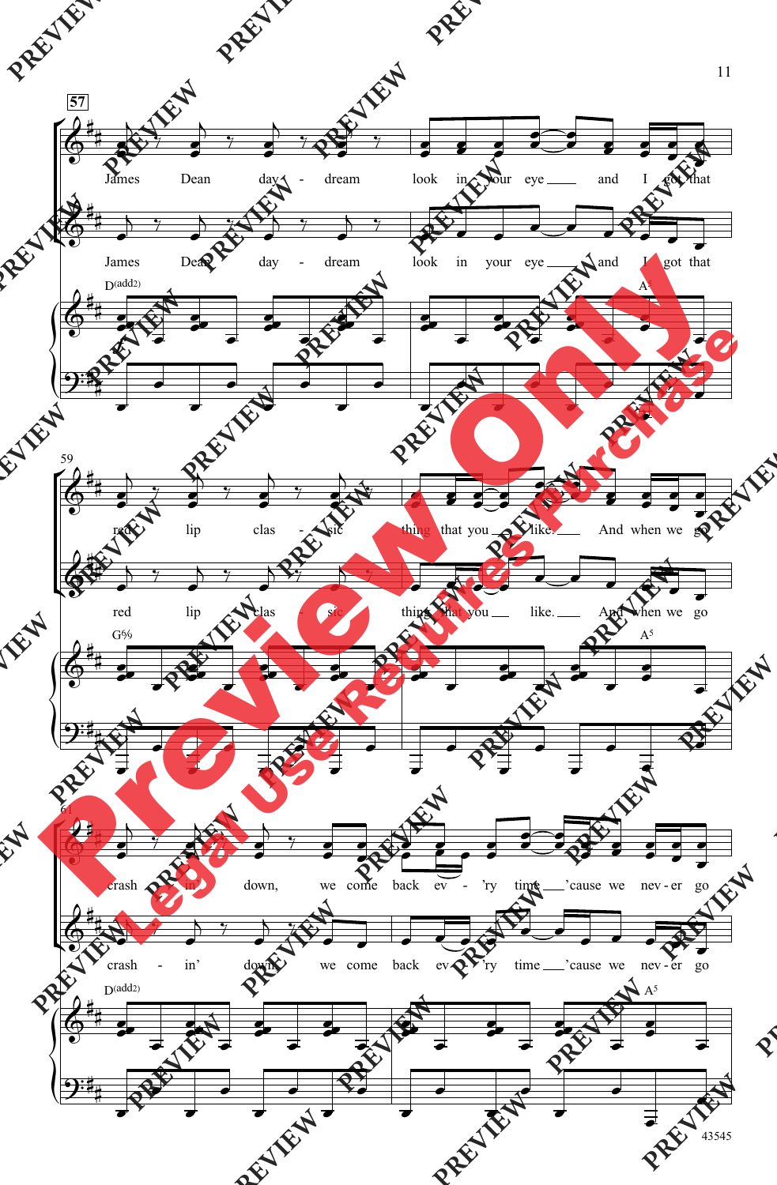57

James Dean day - dream look in your eye and I got that

James Dean day - dream look in your eye and I got that

D(add2) A5

59

red lip clas - sic thing that you like. And when we go

red lip clas - sic thing that you like. And when we go

G6/9 A5

61

crash - in' down, we come back ev - 'ry time 'cause we nev - er go

crash - in' down, we come back ev - 'ry time 'cause we nev - er go

D(add2) A5

43545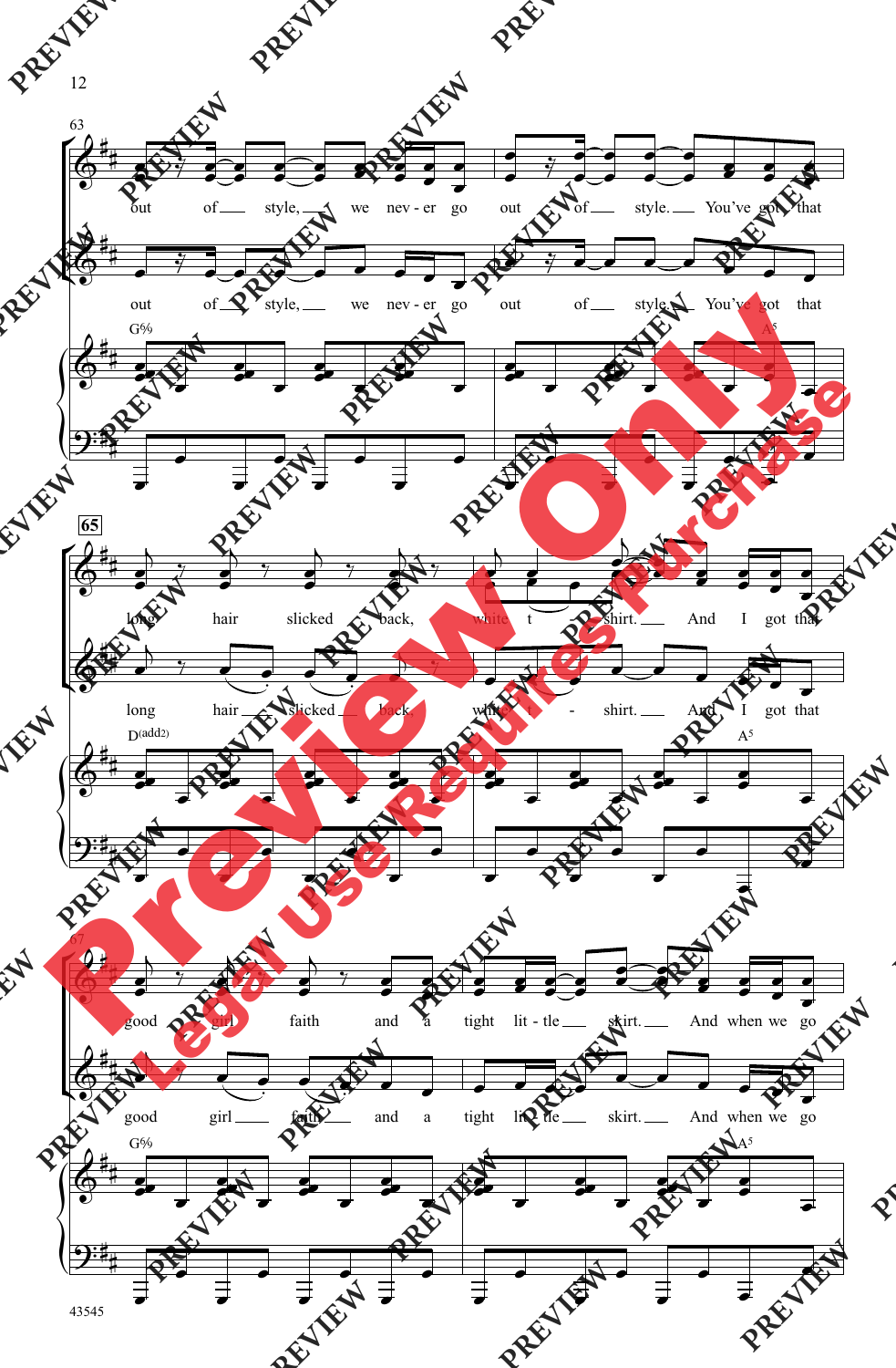63

out of style, we nev - er go out of style. You've got that

out of style, we nev - er go out of style. You've got that

G%

A5

65

long hair slicked back, white t - shirt. And I got that

long hair slicked back, white t - shirt. And I got that

D(add2)

A5

67

good girl faith and a tight lit - tle skirt. And when we go

good girl faith and a tight lit - tle skirt. And when we go

G%

A5

43545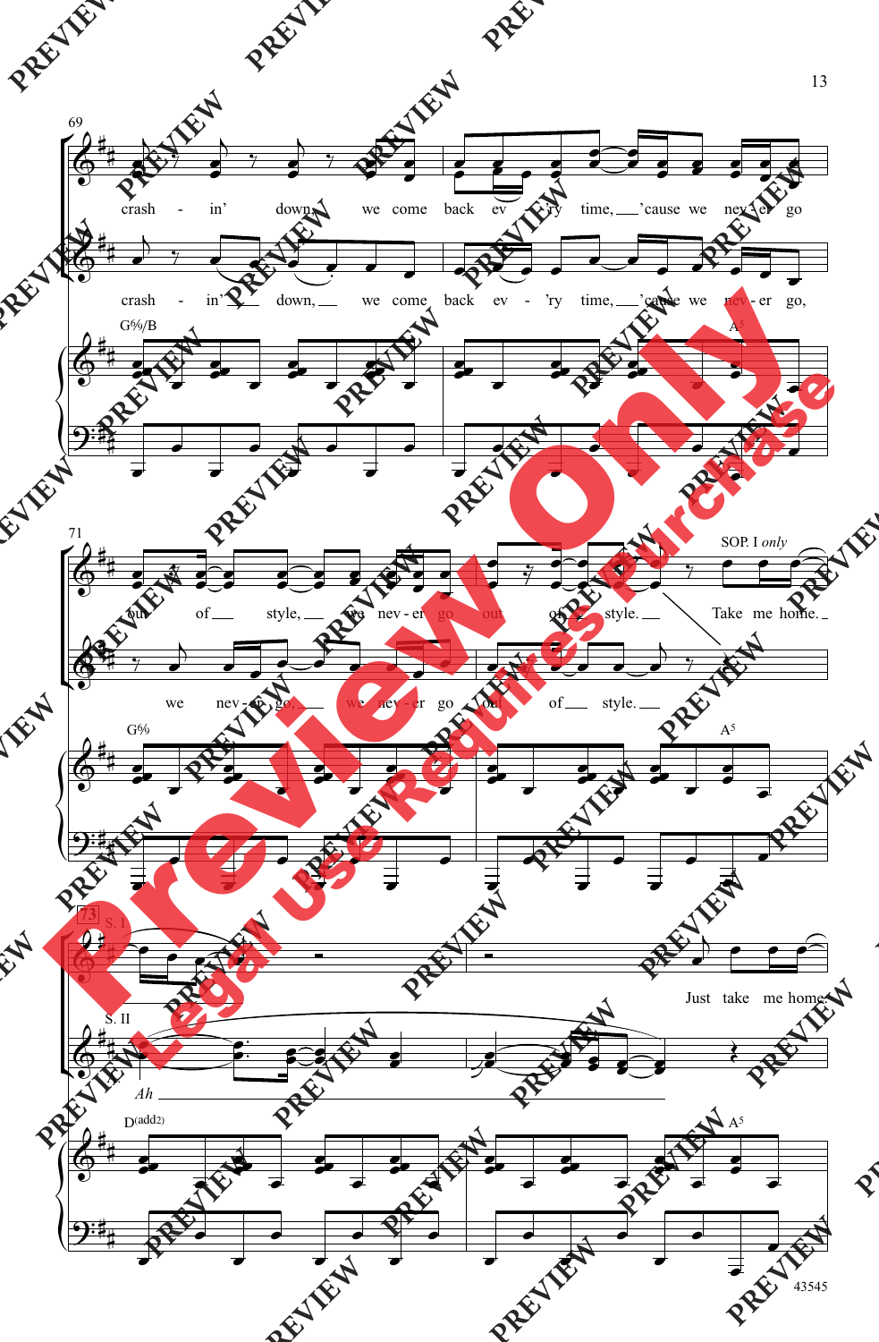69

crash - in' down, we come back ev - 'ry time, 'cause we nev - er go

crash - in' down, we come back ev - 'ry time, 'cause we nev - er go,

G%/B A5

71

out of style, we nev - er go out of style. SOP. I *only* Take me home.

we nev - er go, we nev - er go out of style.

G% A5

73 S. I

Just take me home

S. II

*Ah*

D(add2) A5

43545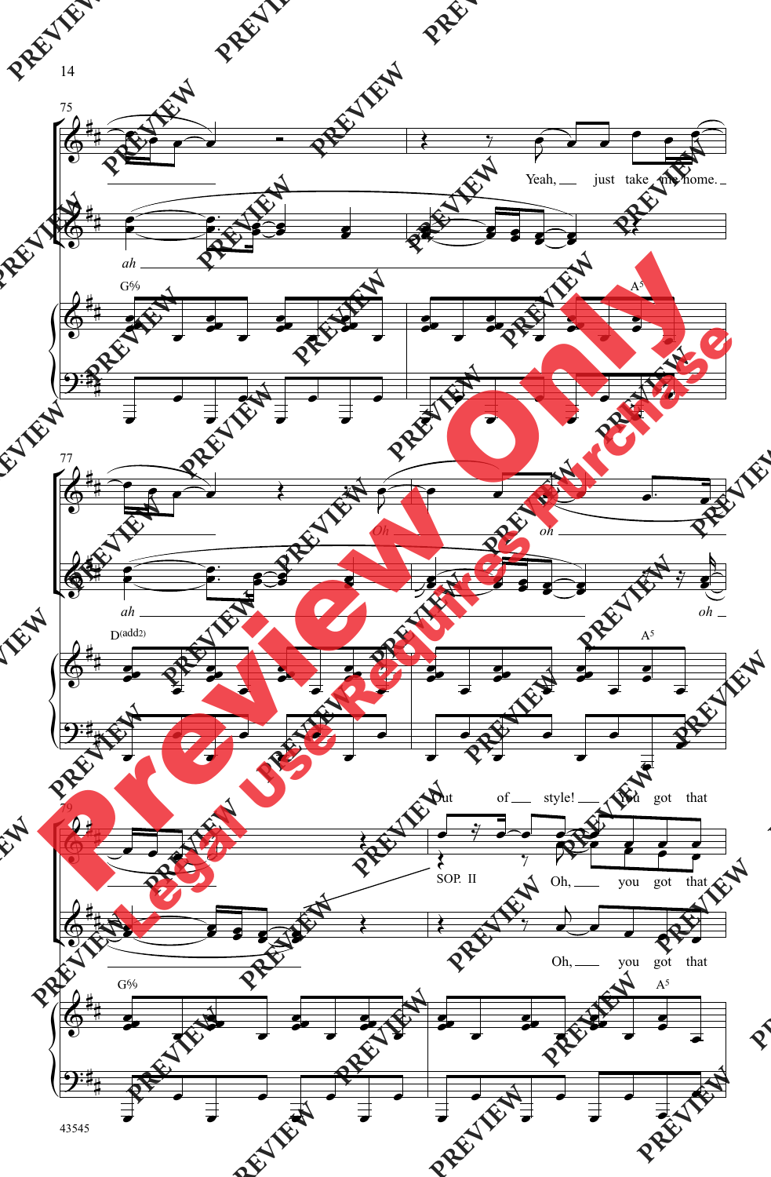75

Yeah, just take me home.

ah

G%

A5

77

Oh oh

ah oh

D(add2)

A5

79

Out of style! You got that

SOP. II

Oh, you got that

Oh, you got that

G%

A5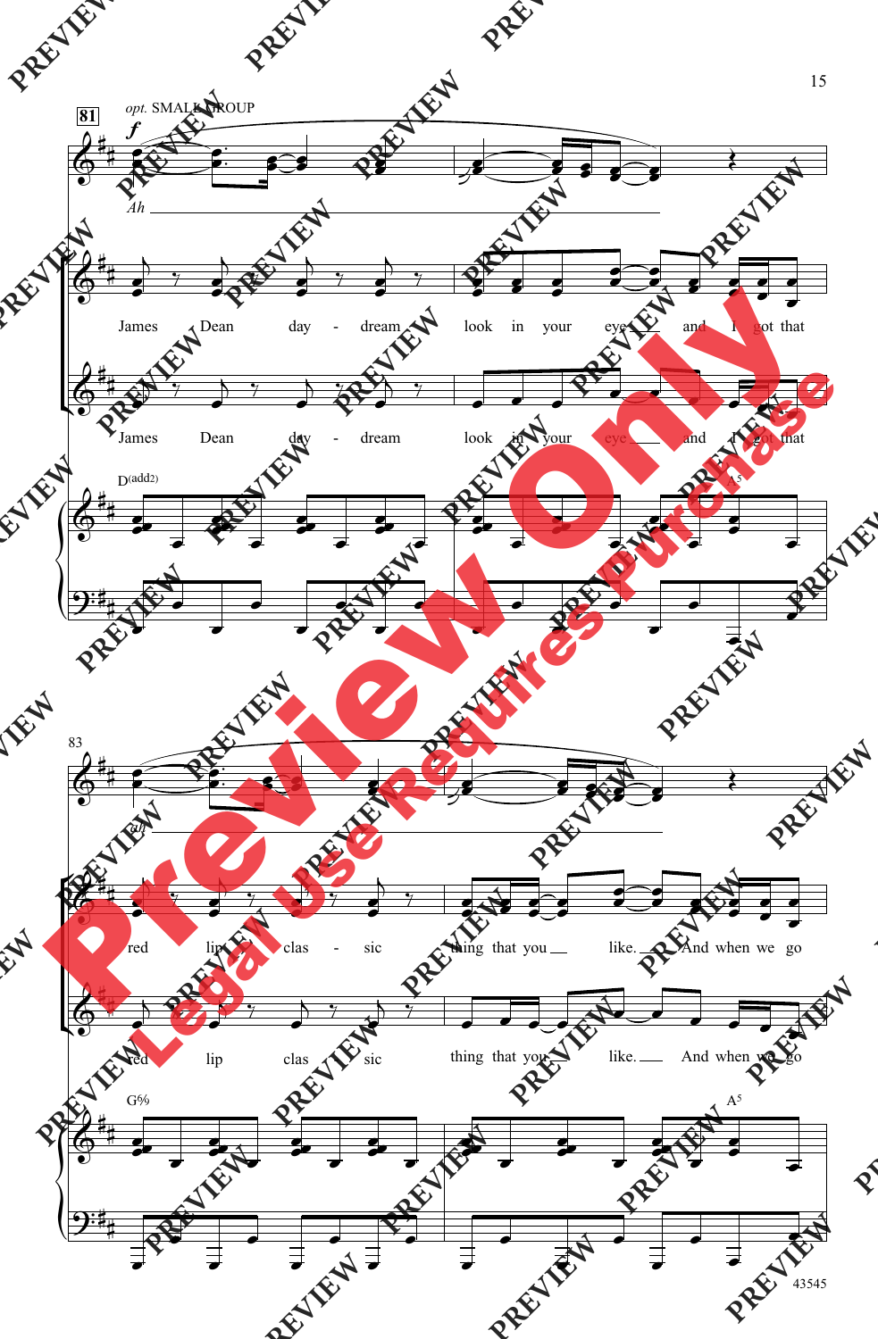81

*opt.* SMALL GROUP

*f*

Ah

James Dean day - dream look in your eye and I got that

James Dean day - dream look in your eye and I got that

D(add2) A5

83

ah

red lip clas - sic thing that you like. And when we go

red lip clas sic thing that you like. And when we go

G6/9 A5

43545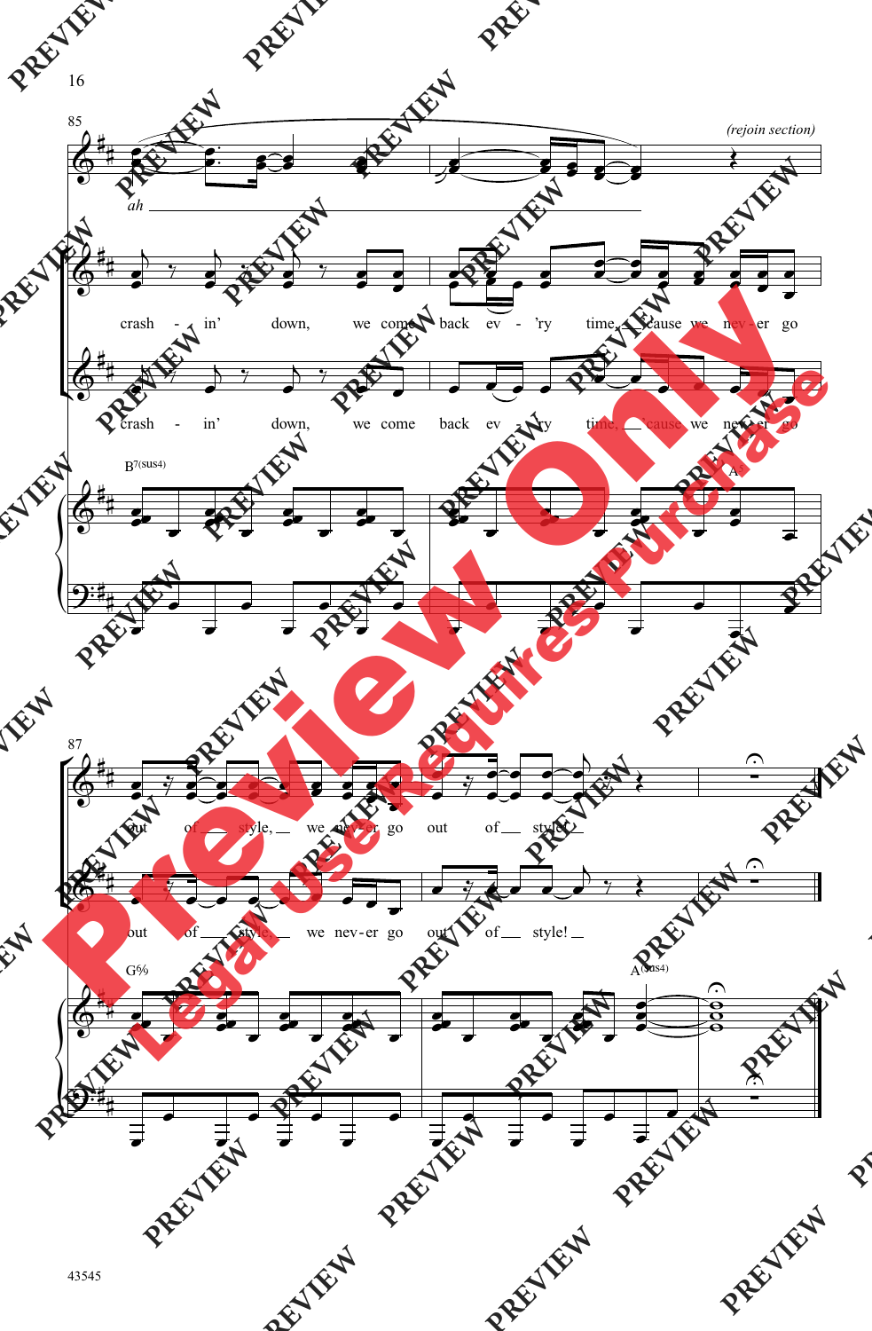85

*(rejoin section)*

ah

crash - in' down, we come back ev - 'ry time, 'cause we nev - er go

crash - in' down, we come back ev - 'ry time, 'cause we nev - er go

B7(sus4)

A5

87

out of style, we nev - er go out of style!

out of style, we nev - er go out of style!

G6/9

A(sus4)

43545